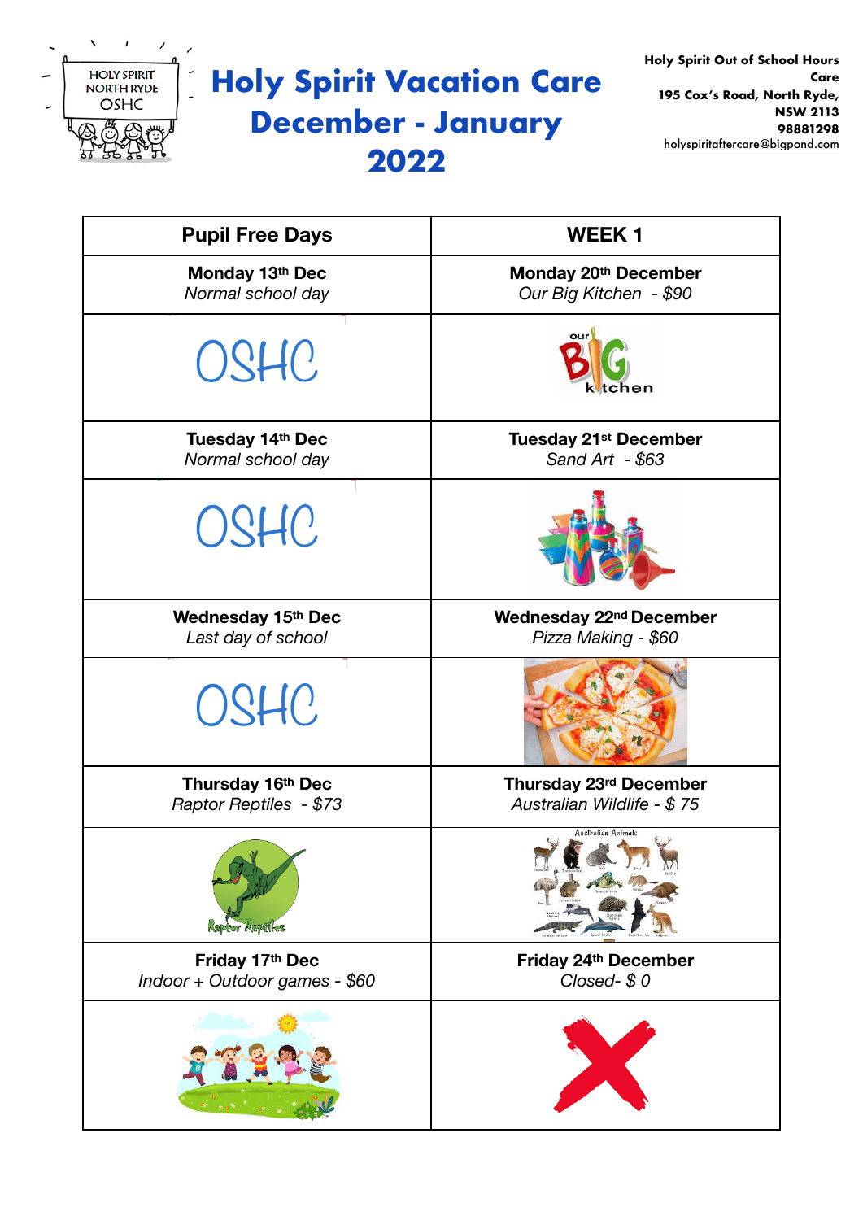HOLY SPIRIT NORTH RYDE OSHC

# Holy Spirit Vacation Care December - January 2022

**Holy Spirit Out of School Hours Care**
**195 Cox's Road, North Ryde, NSW 2113**
**98881298**
holyspiritaftercare@bigpond.com

| Pupil Free Days | WEEK 1 |
|---|---|
| **Monday 13th Dec**<br>*Normal school day* | **Monday 20th December**<br>*Our Big Kitchen - $90* |
| OSHC | our BIG kitchen |
| **Tuesday 14th Dec**<br>*Normal school day* | **Tuesday 21st December**<br>*Sand Art - $63* |
| OSHC | |
| **Wednesday 15th Dec**<br>*Last day of school* | **Wednesday 22nd December**<br>*Pizza Making - $60* |
| OSHC | |
| **Thursday 16th Dec**<br>*Raptor Reptiles - $73* | **Thursday 23rd December**<br>*Australian Wildlife - $ 75* |
| Raptor Reptiles | Australian Animals |
| **Friday 17th Dec**<br>*Indoor + Outdoor games - $60* | **Friday 24th December**<br>*Closed- $ 0* |
| | |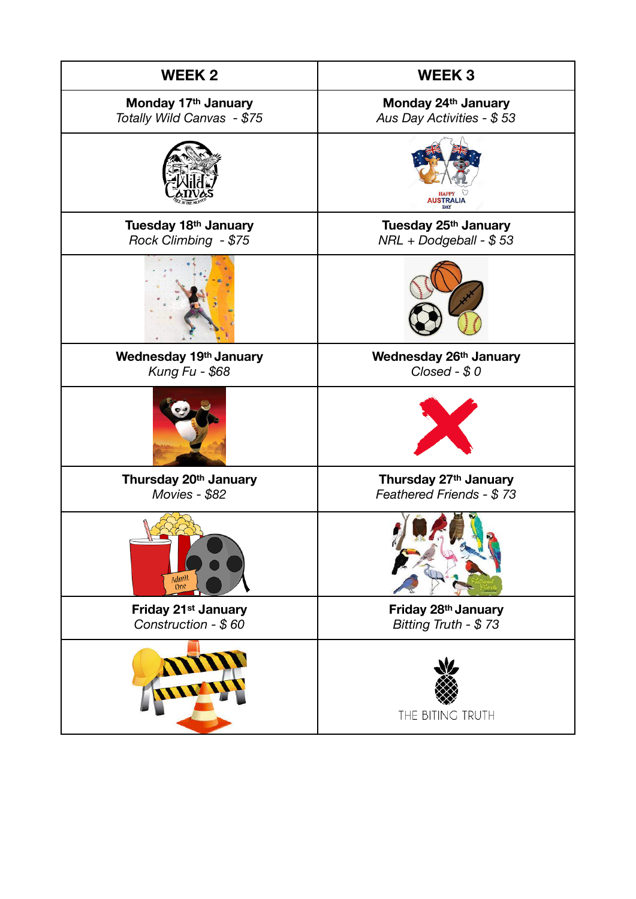| WEEK 2 | WEEK 3 |
|---|---|
| **Monday 17th January**<br>*Totally Wild Canvas - $75* | **Monday 24th January**<br>*Aus Day Activities - $ 53* |
| Wild Canvas | HAPPY AUSTRALIA DAY |
| **Tuesday 18th January**<br>*Rock Climbing - $75* | **Tuesday 25th January**<br>*NRL + Dodgeball - $ 53* |
| | |
| **Wednesday 19th January**<br>*Kung Fu - $68* | **Wednesday 26th January**<br>*Closed - $ 0* |
| | |
| **Thursday 20th January**<br>*Movies - $82* | **Thursday 27th January**<br>*Feathered Friends - $ 73* |
| Admit One | |
| **Friday 21st January**<br>*Construction - $ 60* | **Friday 28th January**<br>*Bitting Truth - $ 73* |
| | THE BITING TRUTH |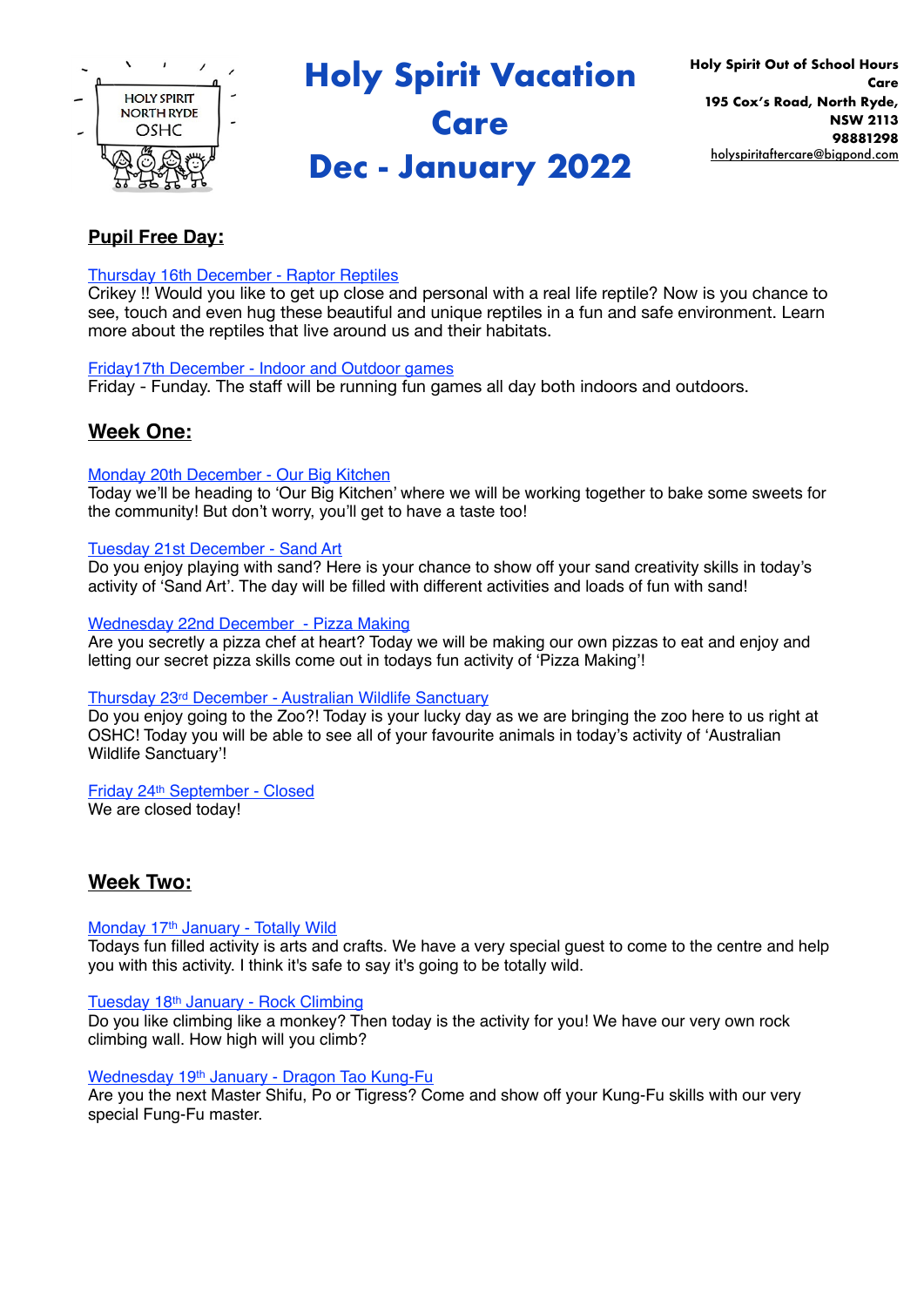# Holy Spirit Vacation Care

# Dec - January 2022

**Holy Spirit Out of School Hours Care**
**195 Cox's Road, North Ryde, NSW 2113**
**98881298**
holyspiritaftercare@bigpond.com

HOLY SPIRIT NORTH RYDE OSHC

## Pupil Free Day:

Thursday 16th December - Raptor Reptiles
Crikey !! Would you like to get up close and personal with a real life reptile? Now is you chance to see, touch and even hug these beautiful and unique reptiles in a fun and safe environment. Learn more about the reptiles that live around us and their habitats.

Friday17th December - Indoor and Outdoor games
Friday - Funday. The staff will be running fun games all day both indoors and outdoors.

## Week One:

Monday 20th December - Our Big Kitchen
Today we'll be heading to 'Our Big Kitchen' where we will be working together to bake some sweets for the community! But don't worry, you'll get to have a taste too!

Tuesday 21st December - Sand Art
Do you enjoy playing with sand? Here is your chance to show off your sand creativity skills in today's activity of 'Sand Art'. The day will be filled with different activities and loads of fun with sand!

Wednesday 22nd December - Pizza Making
Are you secretly a pizza chef at heart? Today we will be making our own pizzas to eat and enjoy and letting our secret pizza skills come out in todays fun activity of 'Pizza Making'!

Thursday 23rd December - Australian Wildlife Sanctuary
Do you enjoy going to the Zoo?! Today is your lucky day as we are bringing the zoo here to us right at OSHC! Today you will be able to see all of your favourite animals in today's activity of 'Australian Wildlife Sanctuary'!

Friday 24th September - Closed
We are closed today!

## Week Two:

Monday 17th January - Totally Wild
Todays fun filled activity is arts and crafts. We have a very special guest to come to the centre and help you with this activity. I think it's safe to say it's going to be totally wild.

Tuesday 18th January - Rock Climbing
Do you like climbing like a monkey? Then today is the activity for you! We have our very own rock climbing wall. How high will you climb?

Wednesday 19th January - Dragon Tao Kung-Fu
Are you the next Master Shifu, Po or Tigress? Come and show off your Kung-Fu skills with our very special Fung-Fu master.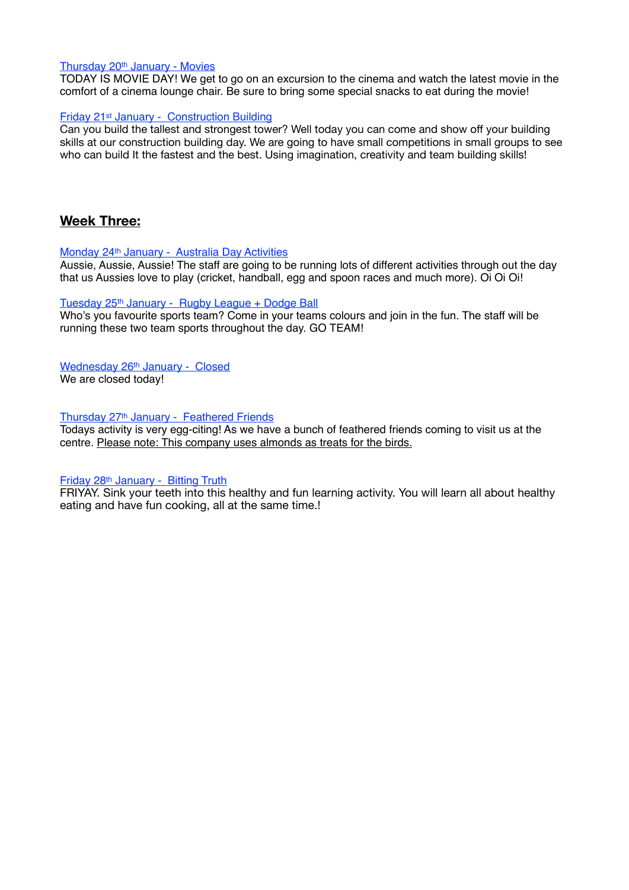Thursday 20th January - Movies
TODAY IS MOVIE DAY! We get to go on an excursion to the cinema and watch the latest movie in the comfort of a cinema lounge chair. Be sure to bring some special snacks to eat during the movie!

Friday 21st January - Construction Building
Can you build the tallest and strongest tower? Well today you can come and show off your building skills at our construction building day. We are going to have small competitions in small groups to see who can build It the fastest and the best. Using imagination, creativity and team building skills!

## Week Three:

Monday 24th January - Australia Day Activities
Aussie, Aussie, Aussie! The staff are going to be running lots of different activities through out the day that us Aussies love to play (cricket, handball, egg and spoon races and much more). Oi Oi Oi!

Tuesday 25th January - Rugby League + Dodge Ball
Who's you favourite sports team? Come in your teams colours and join in the fun. The staff will be running these two team sports throughout the day. GO TEAM!

Wednesday 26th January - Closed
We are closed today!

Thursday 27th January - Feathered Friends
Todays activity is very egg-citing! As we have a bunch of feathered friends coming to visit us at the centre. Please note: This company uses almonds as treats for the birds.

Friday 28th January - Bitting Truth
FRIYAY. Sink your teeth into this healthy and fun learning activity. You will learn all about healthy eating and have fun cooking, all at the same time.!